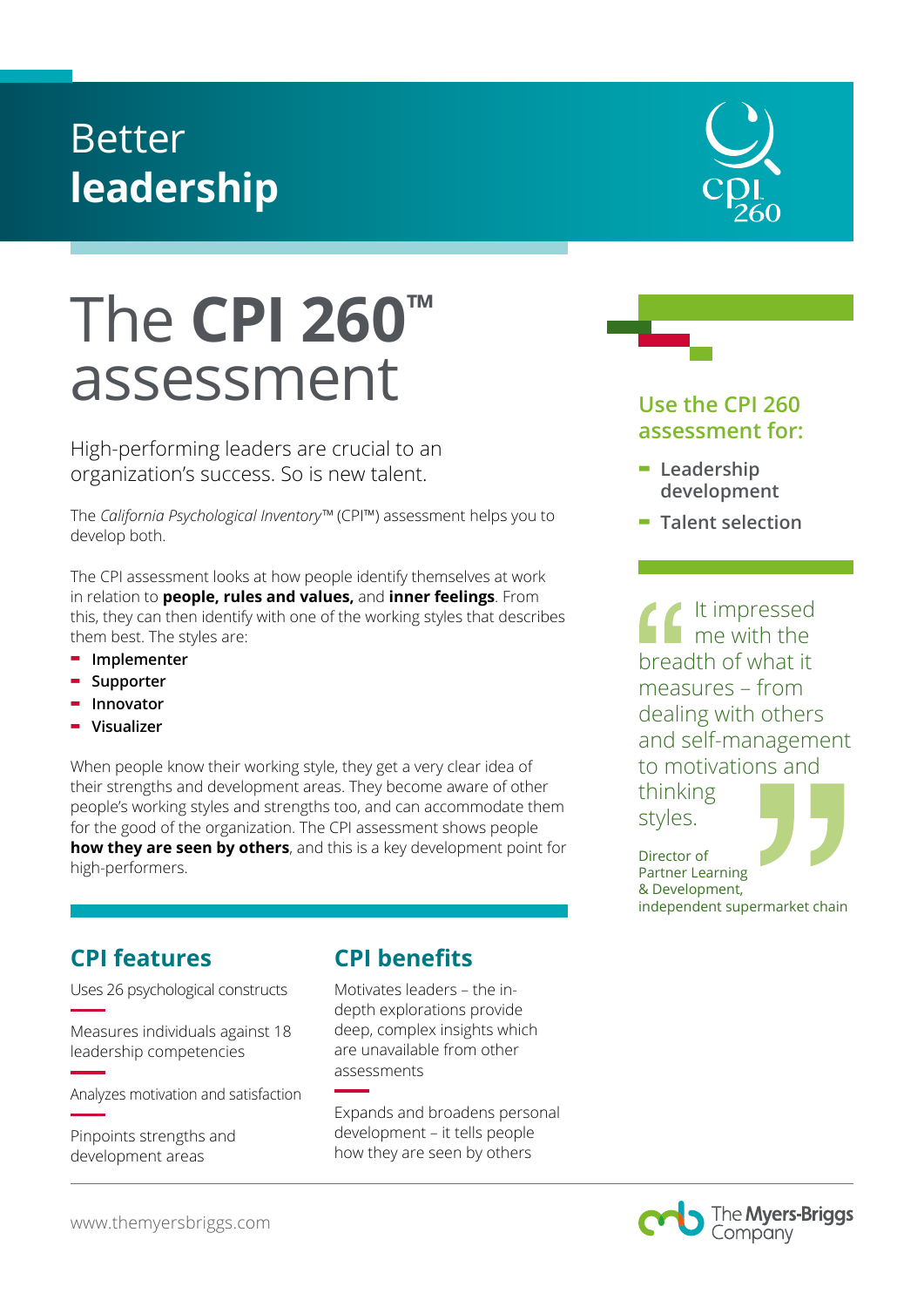Better **leadership**

# The **CPI 260™** assessment

High-performing leaders are crucial to an organization's success. So is new talent.

The *California Psychological Inventory*™ (CPI™) assessment helps you to develop both.

The CPI assessment looks at how people identify themselves at work in relation to **people, rules and values,** and **inner feelings**. From this, they can then identify with one of the working styles that describes them best. The styles are:

- **Implementer**
- **Supporter**
- **Innovator**
- **Visualizer**

When people know their working style, they get a very clear idea of their strengths and development areas. They become aware of other people's working styles and strengths too, and can accommodate them for the good of the organization. The CPI assessment shows people **how they are seen by others**, and this is a key development point for high-performers.

## CPI features

Uses 26 psychological constructs

Measures individuals against 18 leadership competencies

Analyzes motivation and satisfaction

Pinpoints strengths and development areas

## CPI benefits

Motivates leaders – the in-depth explorations provide deep, complex insights which are unavailable from other assessments

Expands and broadens personal development – it tells people how they are seen by others

## Use the CPI 260 assessment for:

- **Leadership development**
- **Talent selection**

> "It impressed me with the breadth of what it measures – from dealing with others and self-management to motivations and thinking styles."
>
> Director of Partner Learning & Development, independent supermarket chain

www.themyersbriggs.com

The Myers-Briggs Company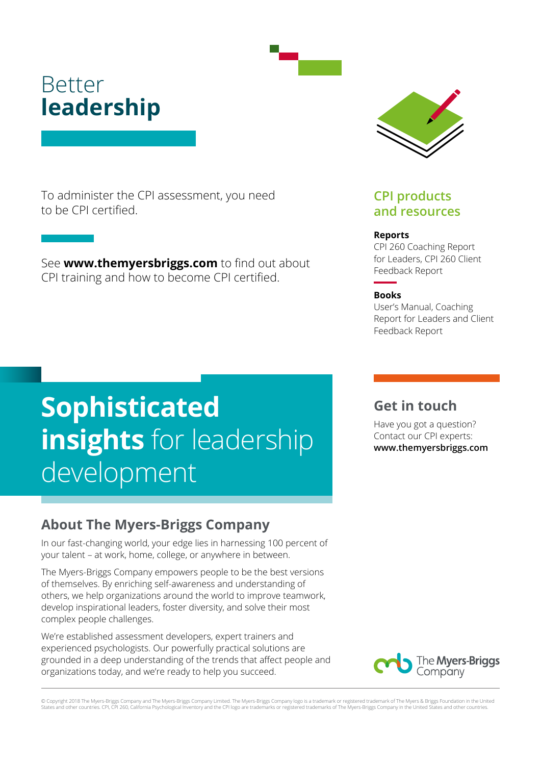# Better **leadership**

To administer the CPI assessment, you need to be CPI certified.

See **www.themyersbriggs.com** to find out about CPI training and how to become CPI certified.

## CPI products and resources

**Reports**
CPI 260 Coaching Report for Leaders, CPI 260 Client Feedback Report

**Books**
User's Manual, Coaching Report for Leaders and Client Feedback Report

# **Sophisticated insights** for leadership development

## Get in touch

Have you got a question? Contact our CPI experts:
**www.themyersbriggs.com**

## About The Myers-Briggs Company

In our fast-changing world, your edge lies in harnessing 100 percent of your talent – at work, home, college, or anywhere in between.

The Myers-Briggs Company empowers people to be the best versions of themselves. By enriching self-awareness and understanding of others, we help organizations around the world to improve teamwork, develop inspirational leaders, foster diversity, and solve their most complex people challenges.

We're established assessment developers, expert trainers and experienced psychologists. Our powerfully practical solutions are grounded in a deep understanding of the trends that affect people and organizations today, and we're ready to help you succeed.

The **Myers-Briggs** Company

© Copyright 2018 The Myers-Briggs Company and The Myers-Briggs Company Limited. The Myers-Briggs Company logo is a trademark or registered trademark of The Myers & Briggs Foundation in the United States and other countries. CPI, CPI 260, California Psychological Inventory and the CPI logo are trademarks or registered trademarks of The Myers-Briggs Company in the United States and other countries.